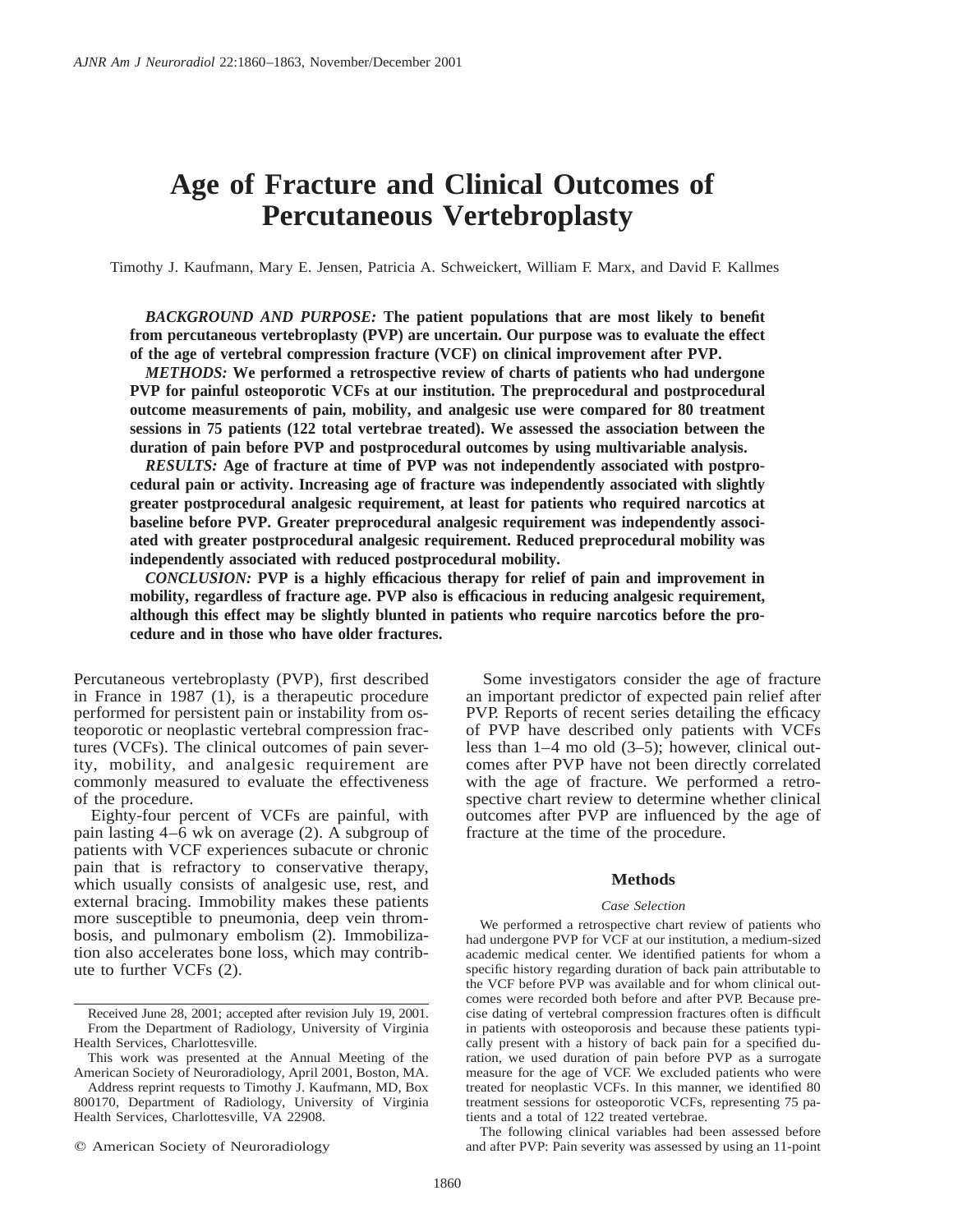# Age of Fracture and Clinical Outcomes of Percutaneous Vertebroplasty

Timothy J. Kaufmann, Mary E. Jensen, Patricia A. Schweickert, William F. Marx, and David F. Kallmes

***BACKGROUND AND PURPOSE:*** **The patient populations that are most likely to benefit from percutaneous vertebroplasty (PVP) are uncertain. Our purpose was to evaluate the effect of the age of vertebral compression fracture (VCF) on clinical improvement after PVP.**

***METHODS:*** **We performed a retrospective review of charts of patients who had undergone PVP for painful osteoporotic VCFs at our institution. The preprocedural and postprocedural outcome measurements of pain, mobility, and analgesic use were compared for 80 treatment sessions in 75 patients (122 total vertebrae treated). We assessed the association between the duration of pain before PVP and postprocedural outcomes by using multivariable analysis.**

***RESULTS:*** **Age of fracture at time of PVP was not independently associated with postprocedural pain or activity. Increasing age of fracture was independently associated with slightly greater postprocedural analgesic requirement, at least for patients who required narcotics at baseline before PVP. Greater preprocedural analgesic requirement was independently associated with greater postprocedural analgesic requirement. Reduced preprocedural mobility was independently associated with reduced postprocedural mobility.**

***CONCLUSION:*** **PVP is a highly efficacious therapy for relief of pain and improvement in mobility, regardless of fracture age. PVP also is efficacious in reducing analgesic requirement, although this effect may be slightly blunted in patients who require narcotics before the procedure and in those who have older fractures.**

Percutaneous vertebroplasty (PVP), first described in France in 1987 (1), is a therapeutic procedure performed for persistent pain or instability from osteoporotic or neoplastic vertebral compression fractures (VCFs). The clinical outcomes of pain severity, mobility, and analgesic requirement are commonly measured to evaluate the effectiveness of the procedure.

Eighty-four percent of VCFs are painful, with pain lasting 4–6 wk on average (2). A subgroup of patients with VCF experiences subacute or chronic pain that is refractory to conservative therapy, which usually consists of analgesic use, rest, and external bracing. Immobility makes these patients more susceptible to pneumonia, deep vein thrombosis, and pulmonary embolism (2). Immobilization also accelerates bone loss, which may contribute to further VCFs (2).

Some investigators consider the age of fracture an important predictor of expected pain relief after PVP. Reports of recent series detailing the efficacy of PVP have described only patients with VCFs less than 1–4 mo old (3–5); however, clinical outcomes after PVP have not been directly correlated with the age of fracture. We performed a retrospective chart review to determine whether clinical outcomes after PVP are influenced by the age of fracture at the time of the procedure.

## Methods

### *Case Selection*

We performed a retrospective chart review of patients who had undergone PVP for VCF at our institution, a medium-sized academic medical center. We identified patients for whom a specific history regarding duration of back pain attributable to the VCF before PVP was available and for whom clinical outcomes were recorded both before and after PVP. Because precise dating of vertebral compression fractures often is difficult in patients with osteoporosis and because these patients typically present with a history of back pain for a specified duration, we used duration of pain before PVP as a surrogate measure for the age of VCF. We excluded patients who were treated for neoplastic VCFs. In this manner, we identified 80 treatment sessions for osteoporotic VCFs, representing 75 patients and a total of 122 treated vertebrae.

The following clinical variables had been assessed before and after PVP: Pain severity was assessed by using an 11-point

---

Received June 28, 2001; accepted after revision July 19, 2001.

From the Department of Radiology, University of Virginia Health Services, Charlottesville.

This work was presented at the Annual Meeting of the American Society of Neuroradiology, April 2001, Boston, MA.

Address reprint requests to Timothy J. Kaufmann, MD, Box 800170, Department of Radiology, University of Virginia Health Services, Charlottesville, VA 22908.

© American Society of Neuroradiology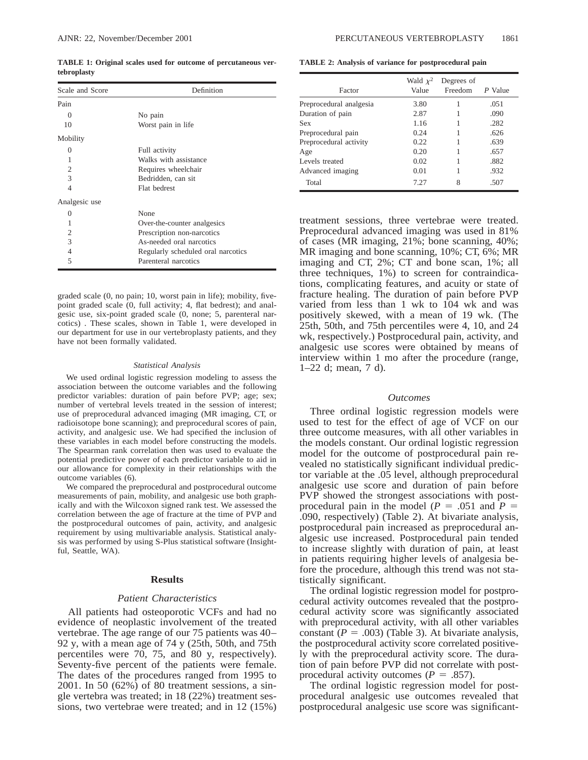**TABLE 1: Original scales used for outcome of percutaneous vertebroplasty**

| Scale and Score | Definition |
|---|---|
| Pain | |
| 0 | No pain |
| 10 | Worst pain in life |
| Mobility | |
| 0 | Full activity |
| 1 | Walks with assistance |
| 2 | Requires wheelchair |
| 3 | Bedridden, can sit |
| 4 | Flat bedrest |
| Analgesic use | |
| 0 | None |
| 1 | Over-the-counter analgesics |
| 2 | Prescription non-narcotics |
| 3 | As-needed oral narcotics |
| 4 | Regularly scheduled oral narcotics |
| 5 | Parenteral narcotics |

graded scale (0, no pain; 10, worst pain in life); mobility, five-point graded scale (0, full activity; 4, flat bedrest); and analgesic use, six-point graded scale (0, none; 5, parenteral narcotics) . These scales, shown in Table 1, were developed in our department for use in our vertebroplasty patients, and they have not been formally validated.

*Statistical Analysis*

We used ordinal logistic regression modeling to assess the association between the outcome variables and the following predictor variables: duration of pain before PVP; age; sex; number of vertebral levels treated in the session of interest; use of preprocedural advanced imaging (MR imaging, CT, or radioisotope bone scanning); and preprocedural scores of pain, activity, and analgesic use. We had specified the inclusion of these variables in each model before constructing the models. The Spearman rank correlation then was used to evaluate the potential predictive power of each predictor variable to aid in our allowance for complexity in their relationships with the outcome variables (6).

We compared the preprocedural and postprocedural outcome measurements of pain, mobility, and analgesic use both graphically and with the Wilcoxon signed rank test. We assessed the correlation between the age of fracture at the time of PVP and the postprocedural outcomes of pain, activity, and analgesic requirement by using multivariable analysis. Statistical analysis was performed by using S-Plus statistical software (Insightful, Seattle, WA).

## Results

*Patient Characteristics*

All patients had osteoporotic VCFs and had no evidence of neoplastic involvement of the treated vertebrae. The age range of our 75 patients was 40–92 y, with a mean age of 74 y (25th, 50th, and 75th percentiles were 70, 75, and 80 y, respectively). Seventy-five percent of the patients were female. The dates of the procedures ranged from 1995 to 2001. In 50 (62%) of 80 treatment sessions, a single vertebra was treated; in 18 (22%) treatment sessions, two vertebrae were treated; and in 12 (15%) treatment sessions, three vertebrae were treated. Preprocedural advanced imaging was used in 81% of cases (MR imaging, 21%; bone scanning, 40%; MR imaging and bone scanning, 10%; CT, 6%; MR imaging and CT, 2%; CT and bone scan, 1%; all three techniques, 1%) to screen for contraindications, complicating features, and acuity or state of fracture healing. The duration of pain before PVP varied from less than 1 wk to 104 wk and was positively skewed, with a mean of 19 wk. (The 25th, 50th, and 75th percentiles were 4, 10, and 24 wk, respectively.) Postprocedural pain, activity, and analgesic use scores were obtained by means of interview within 1 mo after the procedure (range, 1–22 d; mean, 7 d).

**TABLE 2: Analysis of variance for postprocedural pain**

| Factor | Wald $\chi^2$ Value | Degrees of Freedom | *P* Value |
|---|---|---|---|
| Preprocedural analgesia | 3.80 | 1 | .051 |
| Duration of pain | 2.87 | 1 | .090 |
| Sex | 1.16 | 1 | .282 |
| Preprocedural pain | 0.24 | 1 | .626 |
| Preprocedural activity | 0.22 | 1 | .639 |
| Age | 0.20 | 1 | .657 |
| Levels treated | 0.02 | 1 | .882 |
| Advanced imaging | 0.01 | 1 | .932 |
| Total | 7.27 | 8 | .507 |

*Outcomes*

Three ordinal logistic regression models were used to test for the effect of age of VCF on our three outcome measures, with all other variables in the models constant. Our ordinal logistic regression model for the outcome of postprocedural pain revealed no statistically significant individual predictor variable at the .05 level, although preprocedural analgesic use score and duration of pain before PVP showed the strongest associations with postprocedural pain in the model ($P = .051$ and $P = .090$, respectively) (Table 2). At bivariate analysis, postprocedural pain increased as preprocedural analgesic use increased. Postprocedural pain tended to increase slightly with duration of pain, at least in patients requiring higher levels of analgesia before the procedure, although this trend was not statistically significant.

The ordinal logistic regression model for postprocedural activity outcomes revealed that the postprocedural activity score was significantly associated with preprocedural activity, with all other variables constant ($P = .003$) (Table 3). At bivariate analysis, the postprocedural activity score correlated positively with the preprocedural activity score. The duration of pain before PVP did not correlate with postprocedural activity outcomes ($P = .857$).

The ordinal logistic regression model for postprocedural analgesic use outcomes revealed that postprocedural analgesic use score was significant-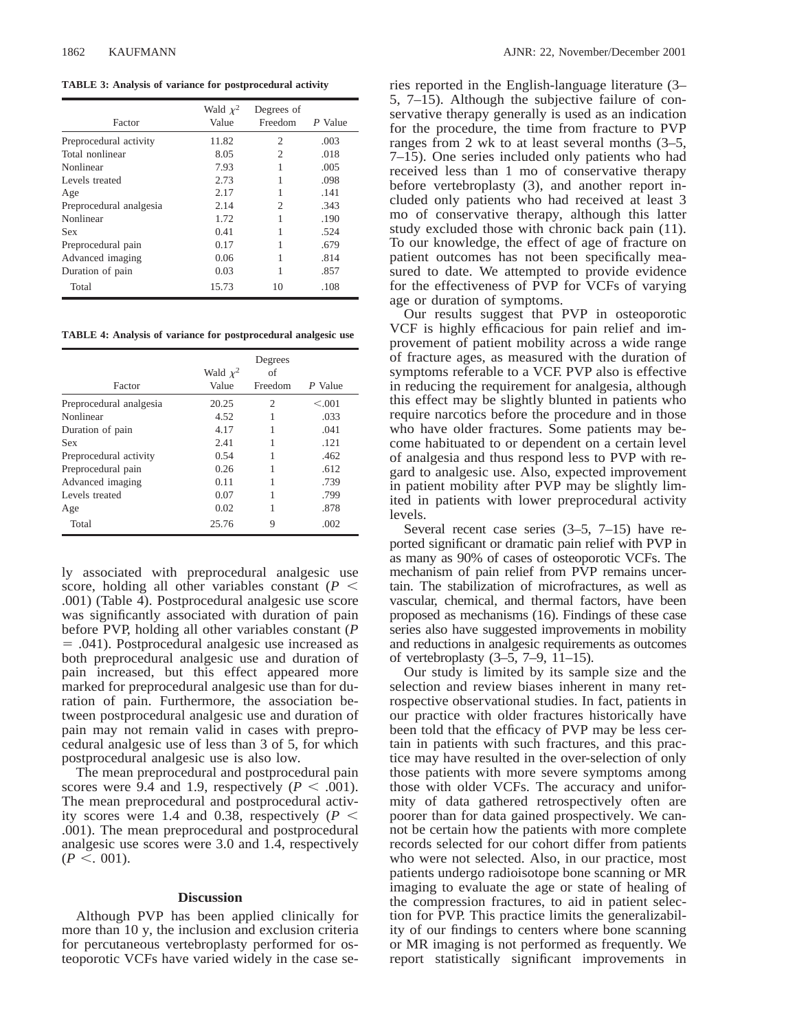**TABLE 3: Analysis of variance for postprocedural activity**

| Factor | Wald $\chi^2$ Value | Degrees of Freedom | *P* Value |
|---|---|---|---|
| Preprocedural activity | 11.82 | 2 | .003 |
| Total nonlinear | 8.05 | 2 | .018 |
| Nonlinear | 7.93 | 1 | .005 |
| Levels treated | 2.73 | 1 | .098 |
| Age | 2.17 | 1 | .141 |
| Preprocedural analgesia | 2.14 | 2 | .343 |
| Nonlinear | 1.72 | 1 | .190 |
| Sex | 0.41 | 1 | .524 |
| Preprocedural pain | 0.17 | 1 | .679 |
| Advanced imaging | 0.06 | 1 | .814 |
| Duration of pain | 0.03 | 1 | .857 |
| Total | 15.73 | 10 | .108 |

**TABLE 4: Analysis of variance for postprocedural analgesic use**

| Factor | Wald $\chi^2$ Value | Degrees of Freedom | *P* Value |
|---|---|---|---|
| Preprocedural analgesia | 20.25 | 2 | <.001 |
| Nonlinear | 4.52 | 1 | .033 |
| Duration of pain | 4.17 | 1 | .041 |
| Sex | 2.41 | 1 | .121 |
| Preprocedural activity | 0.54 | 1 | .462 |
| Preprocedural pain | 0.26 | 1 | .612 |
| Advanced imaging | 0.11 | 1 | .739 |
| Levels treated | 0.07 | 1 | .799 |
| Age | 0.02 | 1 | .878 |
| Total | 25.76 | 9 | .002 |

ly associated with preprocedural analgesic use score, holding all other variables constant ($P < .001$) (Table 4). Postprocedural analgesic use score was significantly associated with duration of pain before PVP, holding all other variables constant ($P = .041$). Postprocedural analgesic use increased as both preprocedural analgesic use and duration of pain increased, but this effect appeared more marked for preprocedural analgesic use than for duration of pain. Furthermore, the association between postprocedural analgesic use and duration of pain may not remain valid in cases with preprocedural analgesic use of less than 3 of 5, for which postprocedural analgesic use is also low.

The mean preprocedural and postprocedural pain scores were 9.4 and 1.9, respectively ($P < .001$). The mean preprocedural and postprocedural activity scores were 1.4 and 0.38, respectively ($P < .001$). The mean preprocedural and postprocedural analgesic use scores were 3.0 and 1.4, respectively ($P < .001$).

## Discussion

Although PVP has been applied clinically for more than 10 y, the inclusion and exclusion criteria for percutaneous vertebroplasty performed for osteoporotic VCFs have varied widely in the case series reported in the English-language literature (3–5, 7–15). Although the subjective failure of conservative therapy generally is used as an indication for the procedure, the time from fracture to PVP ranges from 2 wk to at least several months (3–5, 7–15). One series included only patients who had received less than 1 mo of conservative therapy before vertebroplasty (3), and another report included only patients who had received at least 3 mo of conservative therapy, although this latter study excluded those with chronic back pain (11). To our knowledge, the effect of age of fracture on patient outcomes has not been specifically measured to date. We attempted to provide evidence for the effectiveness of PVP for VCFs of varying age or duration of symptoms.

Our results suggest that PVP in osteoporotic VCF is highly efficacious for pain relief and improvement of patient mobility across a wide range of fracture ages, as measured with the duration of symptoms referable to a VCF. PVP also is effective in reducing the requirement for analgesia, although this effect may be slightly blunted in patients who require narcotics before the procedure and in those who have older fractures. Some patients may become habituated to or dependent on a certain level of analgesia and thus respond less to PVP with regard to analgesic use. Also, expected improvement in patient mobility after PVP may be slightly limited in patients with lower preprocedural activity levels.

Several recent case series (3–5, 7–15) have reported significant or dramatic pain relief with PVP in as many as 90% of cases of osteoporotic VCFs. The mechanism of pain relief from PVP remains uncertain. The stabilization of microfractures, as well as vascular, chemical, and thermal factors, have been proposed as mechanisms (16). Findings of these case series also have suggested improvements in mobility and reductions in analgesic requirements as outcomes of vertebroplasty (3–5, 7–9, 11–15).

Our study is limited by its sample size and the selection and review biases inherent in many retrospective observational studies. In fact, patients in our practice with older fractures historically have been told that the efficacy of PVP may be less certain in patients with such fractures, and this practice may have resulted in the over-selection of only those patients with more severe symptoms among those with older VCFs. The accuracy and uniformity of data gathered retrospectively often are poorer than for data gained prospectively. We cannot be certain how the patients with more complete records selected for our cohort differ from patients who were not selected. Also, in our practice, most patients undergo radioisotope bone scanning or MR imaging to evaluate the age or state of healing of the compression fractures, to aid in patient selection for PVP. This practice limits the generalizability of our findings to centers where bone scanning or MR imaging is not performed as frequently. We report statistically significant improvements in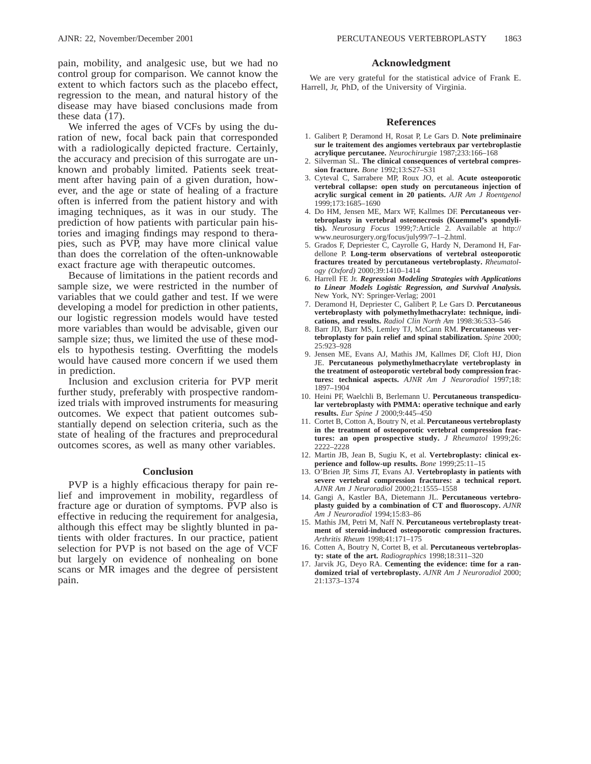pain, mobility, and analgesic use, but we had no control group for comparison. We cannot know the extent to which factors such as the placebo effect, regression to the mean, and natural history of the disease may have biased conclusions made from these data (17).

We inferred the ages of VCFs by using the duration of new, focal back pain that corresponded with a radiologically depicted fracture. Certainly, the accuracy and precision of this surrogate are unknown and probably limited. Patients seek treatment after having pain of a given duration, however, and the age or state of healing of a fracture often is inferred from the patient history and with imaging techniques, as it was in our study. The prediction of how patients with particular pain histories and imaging findings may respond to therapies, such as PVP, may have more clinical value than does the correlation of the often-unknowable exact fracture age with therapeutic outcomes.

Because of limitations in the patient records and sample size, we were restricted in the number of variables that we could gather and test. If we were developing a model for prediction in other patients, our logistic regression models would have tested more variables than would be advisable, given our sample size; thus, we limited the use of these models to hypothesis testing. Overfitting the models would have caused more concern if we used them in prediction.

Inclusion and exclusion criteria for PVP merit further study, preferably with prospective randomized trials with improved instruments for measuring outcomes. We expect that patient outcomes substantially depend on selection criteria, such as the state of healing of the fractures and preprocedural outcomes scores, as well as many other variables.

## Conclusion

PVP is a highly efficacious therapy for pain relief and improvement in mobility, regardless of fracture age or duration of symptoms. PVP also is effective in reducing the requirement for analgesia, although this effect may be slightly blunted in patients with older fractures. In our practice, patient selection for PVP is not based on the age of VCF but largely on evidence of nonhealing on bone scans or MR images and the degree of persistent pain.

## Acknowledgment

We are very grateful for the statistical advice of Frank E. Harrell, Jr, PhD, of the University of Virginia.

## References

1. Galibert P, Deramond H, Rosat P, Le Gars D. **Note preliminaire sur le traitement des angiomes vertebraux par vertebroplastie acrylique percutanee.** *Neurochirurgie* 1987;233:166–168
2. Silverman SL. **The clinical consequences of vertebral compression fracture.** *Bone* 1992;13:S27–S31
3. Cyteval C, Sarrabere MP, Roux JO, et al. **Acute osteoporotic vertebral collapse: open study on percutaneous injection of acrylic surgical cement in 20 patients.** *AJR Am J Roentgenol* 1999;173:1685–1690
4. Do HM, Jensen ME, Marx WF, Kallmes DF. **Percutaneous vertebroplasty in vertebral osteonecrosis (Kuemmel's spondylitis).** *Neurosurg Focus* 1999;7:Article 2. Available at http://www.neurosurgery.org/focus/july99/7–1–2.html.
5. Grados F, Depriester C, Cayrolle G, Hardy N, Deramond H, Fardellone P. **Long-term observations of vertebral osteoporotic fractures treated by percutaneous vertebroplasty.** *Rheumatology (Oxford)* 2000;39:1410–1414
6. Harrell FE Jr. ***Regression Modeling Strategies with Applications to Linear Models Logistic Regression, and Survival Analysis.*** New York, NY: Springer-Verlag; 2001
7. Deramond H, Depriester C, Galibert P, Le Gars D. **Percutaneous vertebroplasty with polymethylmethacrylate: technique, indications, and results.** *Radiol Clin North Am* 1998:36:533–546
8. Barr JD, Barr MS, Lemley TJ, McCann RM. **Percutaneous vertebroplasty for pain relief and spinal stabilization.** *Spine* 2000; 25:923–928
9. Jensen ME, Evans AJ, Mathis JM, Kallmes DF, Cloft HJ, Dion JE. **Percutaneous polymethylmethacrylate vertebroplasty in the treatment of osteoporotic vertebral body compression fractures: technical aspects.** *AJNR Am J Neuroradiol* 1997;18: 1897–1904
10. Heini PF, Waelchli B, Berlemann U. **Percutaneous transpedicular vertebroplasty with PMMA: operative technique and early results.** *Eur Spine J* 2000;9:445–450
11. Cortet B, Cotton A, Boutry N, et al. **Percutaneous vertebroplasty in the treatment of osteoporotic vertebral compression fractures: an open prospective study.** *J Rheumatol* 1999;26: 2222–2228
12. Martin JB, Jean B, Sugiu K, et al. **Vertebroplasty: clinical experience and follow-up results.** *Bone* 1999;25:11–15
13. O'Brien JP, Sims JT, Evans AJ. **Vertebroplasty in patients with severe vertebral compression fractures: a technical report.** *AJNR Am J Neuroradiol* 2000;21:1555–1558
14. Gangi A, Kastler BA, Dietemann JL. **Percutaneous vertebroplasty guided by a combination of CT and fluoroscopy.** *AJNR Am J Neuroradiol* 1994;15:83–86
15. Mathis JM, Petri M, Naff N. **Percutaneous vertebroplasty treatment of steroid-induced osteoporotic compression fractures.** *Arthritis Rheum* 1998;41:171–175
16. Cotten A, Boutry N, Cortet B, et al. **Percutaneous vertebroplasty: state of the art.** *Radiographics* 1998;18:311–320
17. Jarvik JG, Deyo RA. **Cementing the evidence: time for a randomized trial of vertebroplasty.** *AJNR Am J Neuroradiol* 2000; 21:1373–1374